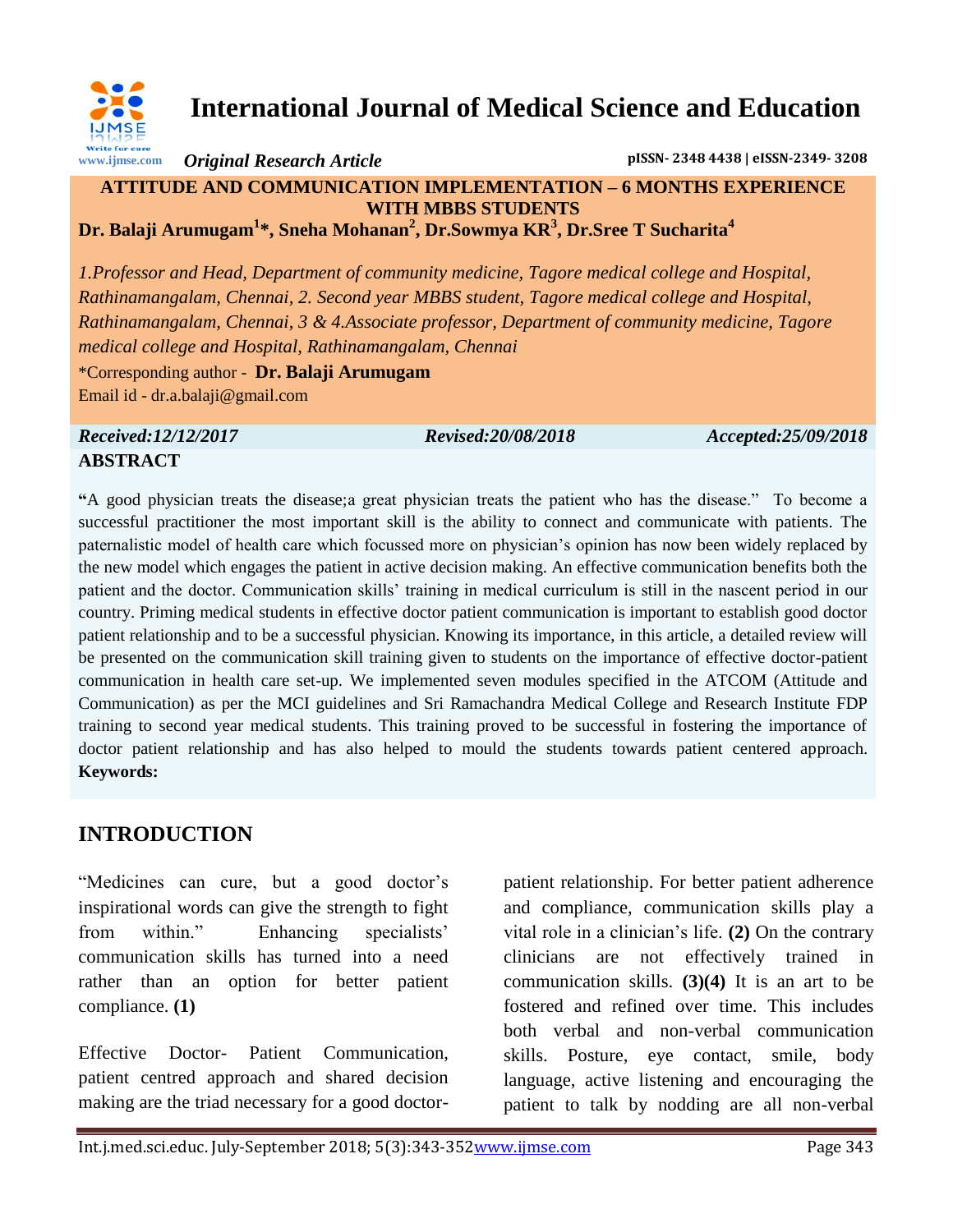# International Journal of Medical Science and Education

*Original Research Article*

pISSN- 2348 4438 | eISSN-2349- 3208

## ATTITUDE AND COMMUNICATION IMPLEMENTATION – 6 MONTHS EXPERIENCE WITH MBBS STUDENTS

**Dr. Balaji Arumugam[1]*, Sneha Mohanan[2], Dr.Sowmya KR[3], Dr.Sree T Sucharita[4]**

*1.Professor and Head, Department of community medicine, Tagore medical college and Hospital, Rathinamangalam, Chennai, 2. Second year MBBS student, Tagore medical college and Hospital, Rathinamangalam, Chennai, 3 & 4.Associate professor, Department of community medicine, Tagore medical college and Hospital, Rathinamangalam, Chennai*

*Corresponding author - **Dr. Balaji Arumugam**

Email id - dr.a.balaji@gmail.com

*Received:12/12/2017* *Revised:20/08/2018* *Accepted:25/09/2018*

## ABSTRACT

**"**A good physician treats the disease;a great physician treats the patient who has the disease." To become a successful practitioner the most important skill is the ability to connect and communicate with patients. The paternalistic model of health care which focussed more on physician's opinion has now been widely replaced by the new model which engages the patient in active decision making. An effective communication benefits both the patient and the doctor. Communication skills' training in medical curriculum is still in the nascent period in our country. Priming medical students in effective doctor patient communication is important to establish good doctor patient relationship and to be a successful physician. Knowing its importance, in this article, a detailed review will be presented on the communication skill training given to students on the importance of effective doctor-patient communication in health care set-up. We implemented seven modules specified in the ATCOM (Attitude and Communication) as per the MCI guidelines and Sri Ramachandra Medical College and Research Institute FDP training to second year medical students. This training proved to be successful in fostering the importance of doctor patient relationship and has also helped to mould the students towards patient centered approach.

**Keywords:**

## INTRODUCTION

"Medicines can cure, but a good doctor's inspirational words can give the strength to fight from within." Enhancing specialists' communication skills has turned into a need rather than an option for better patient compliance. **(1)**

Effective Doctor- Patient Communication, patient centred approach and shared decision making are the triad necessary for a good doctor-patient relationship. For better patient adherence and compliance, communication skills play a vital role in a clinician's life. **(2)** On the contrary clinicians are not effectively trained in communication skills. **(3)(4)** It is an art to be fostered and refined over time. This includes both verbal and non-verbal communication skills. Posture, eye contact, smile, body language, active listening and encouraging the patient to talk by nodding are all non-verbal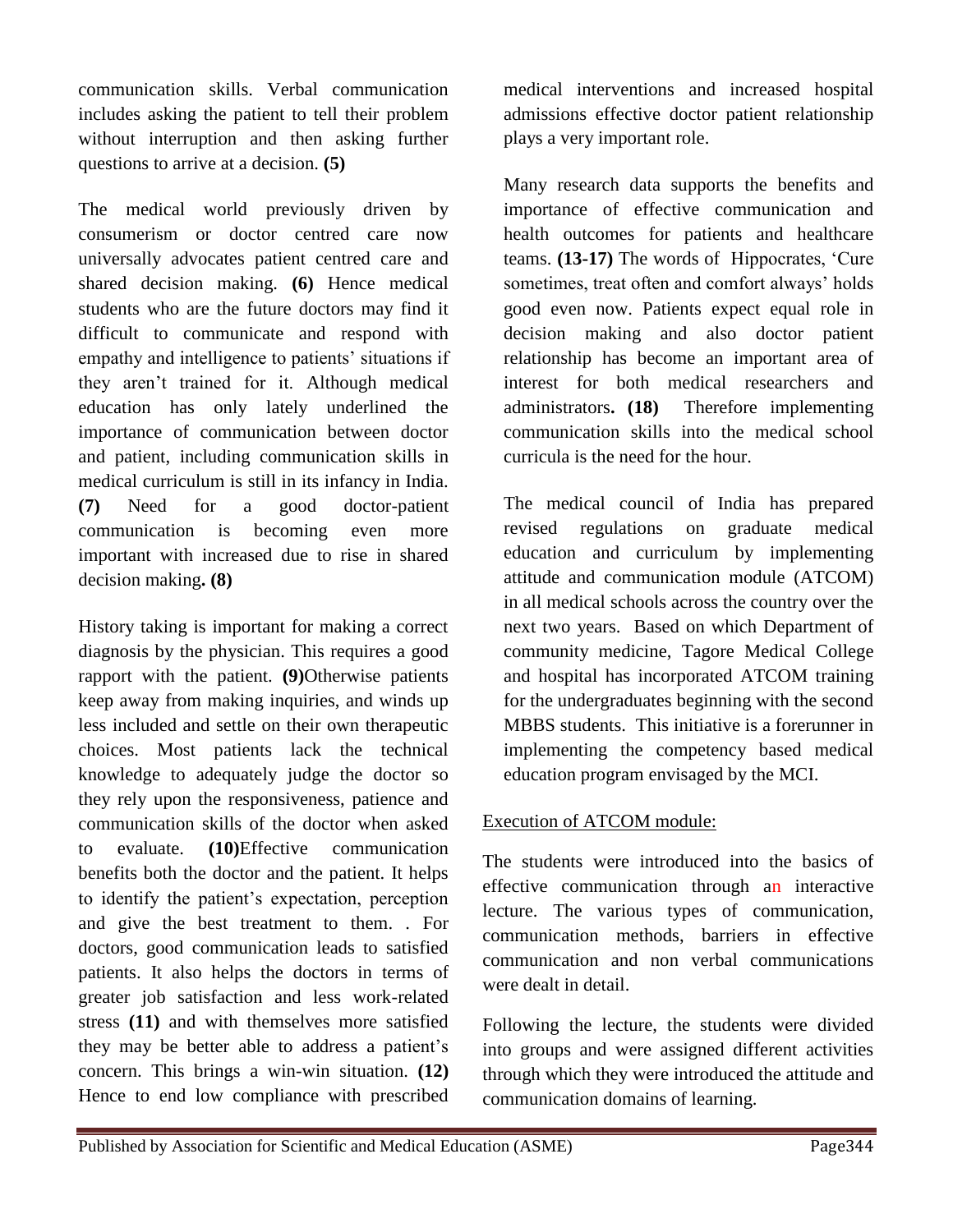communication skills. Verbal communication includes asking the patient to tell their problem without interruption and then asking further questions to arrive at a decision. **(5)**

The medical world previously driven by consumerism or doctor centred care now universally advocates patient centred care and shared decision making. **(6)** Hence medical students who are the future doctors may find it difficult to communicate and respond with empathy and intelligence to patients' situations if they aren't trained for it. Although medical education has only lately underlined the importance of communication between doctor and patient, including communication skills in medical curriculum is still in its infancy in India. **(7)** Need for a good doctor-patient communication is becoming even more important with increased due to rise in shared decision making**. (8)**

History taking is important for making a correct diagnosis by the physician. This requires a good rapport with the patient. **(9)**Otherwise patients keep away from making inquiries, and winds up less included and settle on their own therapeutic choices. Most patients lack the technical knowledge to adequately judge the doctor so they rely upon the responsiveness, patience and communication skills of the doctor when asked to evaluate. **(10)**Effective communication benefits both the doctor and the patient. It helps to identify the patient's expectation, perception and give the best treatment to them. . For doctors, good communication leads to satisfied patients. It also helps the doctors in terms of greater job satisfaction and less work-related stress **(11)** and with themselves more satisfied they may be better able to address a patient's concern. This brings a win-win situation. **(12)** Hence to end low compliance with prescribed medical interventions and increased hospital admissions effective doctor patient relationship plays a very important role.

Many research data supports the benefits and importance of effective communication and health outcomes for patients and healthcare teams. **(13-17)** The words of Hippocrates, 'Cure sometimes, treat often and comfort always' holds good even now. Patients expect equal role in decision making and also doctor patient relationship has become an important area of interest for both medical researchers and administrators**. (18)** Therefore implementing communication skills into the medical school curricula is the need for the hour.

The medical council of India has prepared revised regulations on graduate medical education and curriculum by implementing attitude and communication module (ATCOM) in all medical schools across the country over the next two years. Based on which Department of community medicine, Tagore Medical College and hospital has incorporated ATCOM training for the undergraduates beginning with the second MBBS students. This initiative is a forerunner in implementing the competency based medical education program envisaged by the MCI.

Execution of ATCOM module:

The students were introduced into the basics of effective communication through an interactive lecture. The various types of communication, communication methods, barriers in effective communication and non verbal communications were dealt in detail.

Following the lecture, the students were divided into groups and were assigned different activities through which they were introduced the attitude and communication domains of learning.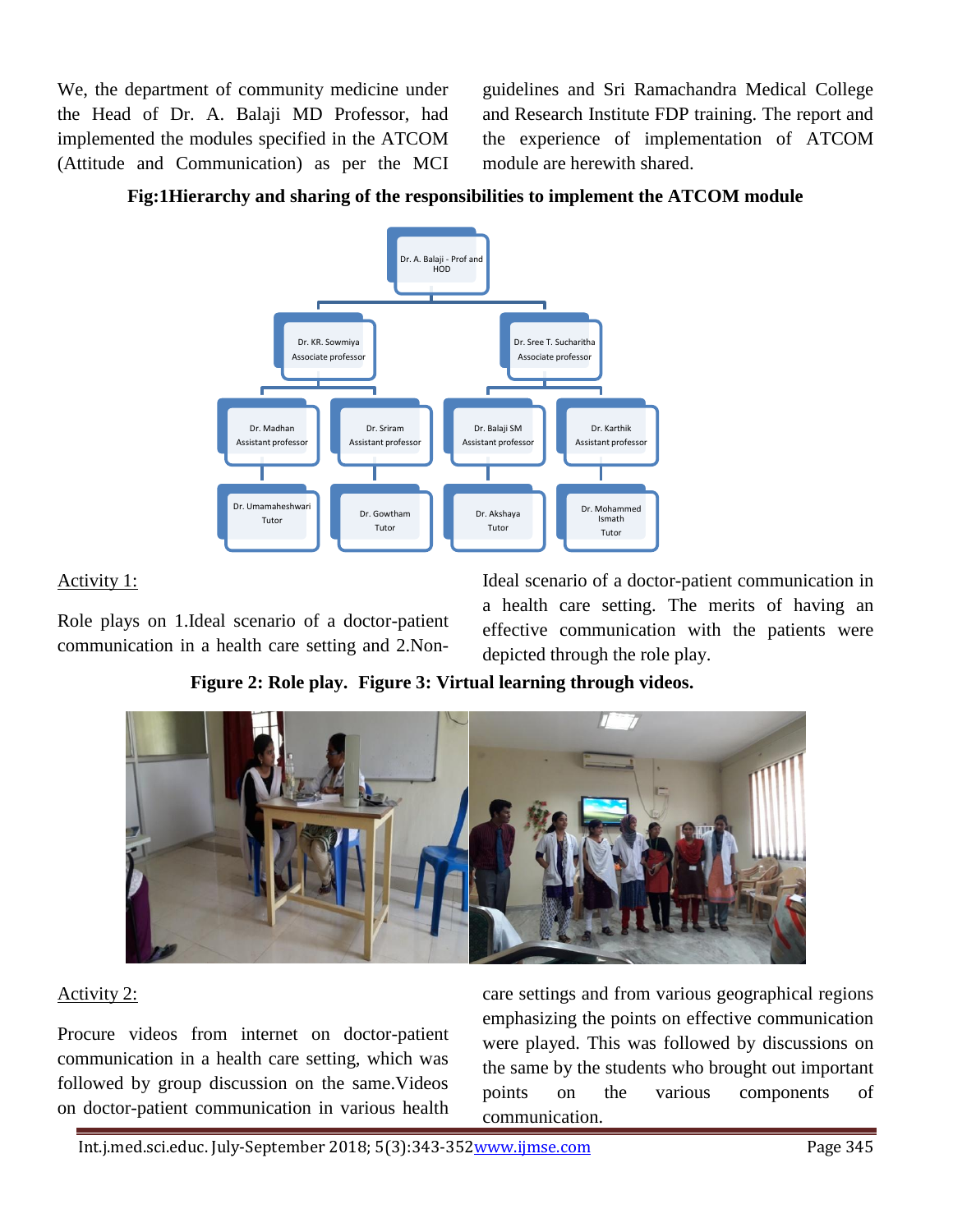We, the department of community medicine under the Head of Dr. A. Balaji MD Professor, had implemented the modules specified in the ATCOM (Attitude and Communication) as per the MCI guidelines and Sri Ramachandra Medical College and Research Institute FDP training. The report and the experience of implementation of ATCOM module are herewith shared.

**Fig:1Hierarchy and sharing of the responsibilities to implement the ATCOM module**

Dr. A. Balaji - Prof and HOD

Dr. KR. Sowmiya Associate professor

Dr. Sree T. Sucharitha Associate professor

Dr. Madhan Assistant professor

Dr. Sriram Assistant professor

Dr. Balaji SM Assistant professor

Dr. Karthik Assistant professor

Dr. Umamaheshwari Tutor

Dr. Gowtham Tutor

Dr. Akshaya Tutor

Dr. Mohammed Ismath Tutor

Activity 1:

Role plays on 1.Ideal scenario of a doctor-patient communication in a health care setting and 2.Non-Ideal scenario of a doctor-patient communication in a health care setting. The merits of having an effective communication with the patients were depicted through the role play.

**Figure 2: Role play. Figure 3: Virtual learning through videos.**

Activity 2:

Procure videos from internet on doctor-patient communication in a health care setting, which was followed by group discussion on the same.Videos on doctor-patient communication in various health care settings and from various geographical regions emphasizing the points on effective communication were played. This was followed by discussions on the same by the students who brought out important points on the various components of communication.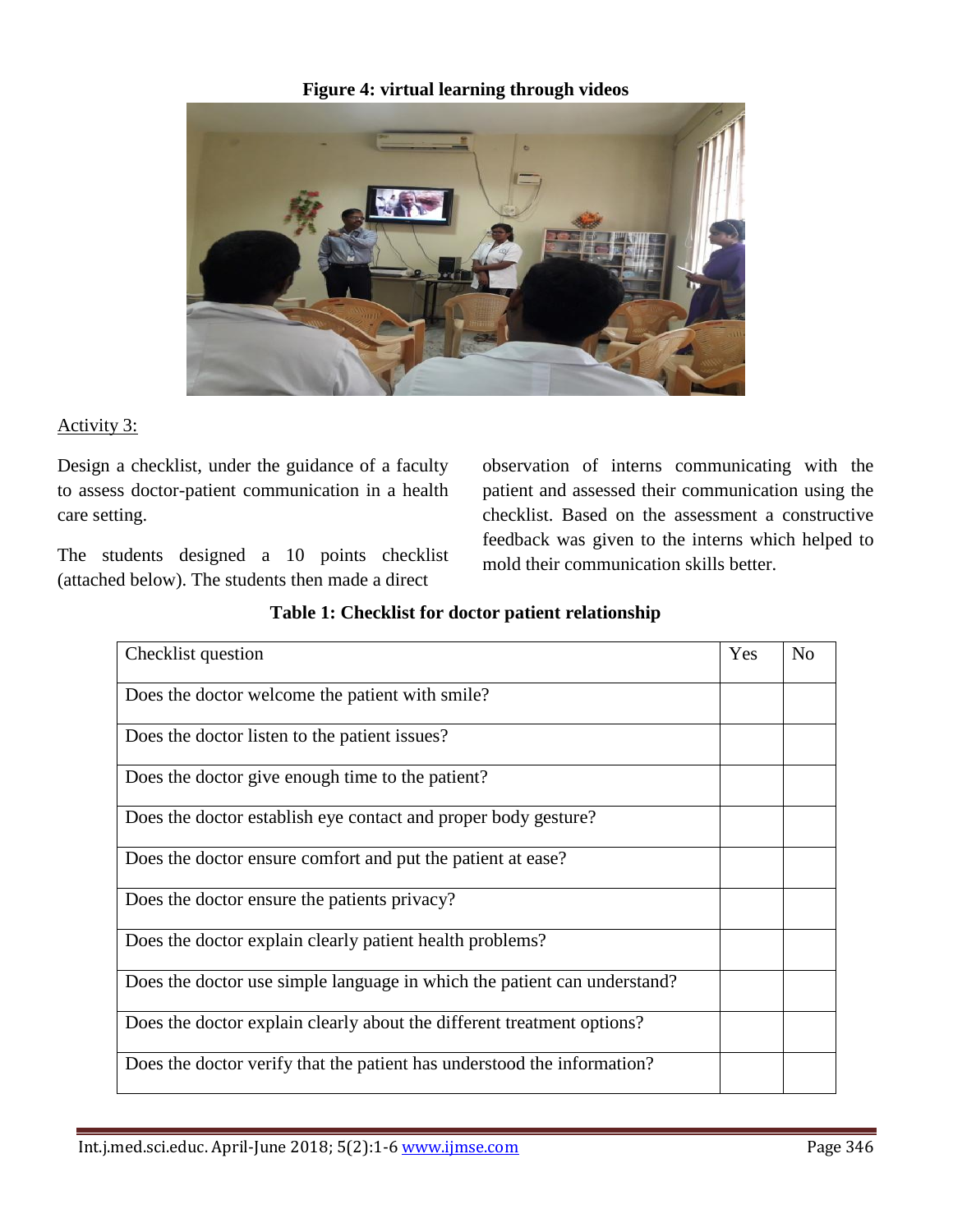**Figure 4: virtual learning through videos**

Activity 3:

Design a checklist, under the guidance of a faculty to assess doctor-patient communication in a health care setting.

The students designed a 10 points checklist (attached below). The students then made a direct observation of interns communicating with the patient and assessed their communication using the checklist. Based on the assessment a constructive feedback was given to the interns which helped to mold their communication skills better.

**Table 1: Checklist for doctor patient relationship**

| Checklist question | Yes | No |
|---|---|---|
| Does the doctor welcome the patient with smile? | | |
| Does the doctor listen to the patient issues? | | |
| Does the doctor give enough time to the patient? | | |
| Does the doctor establish eye contact and proper body gesture? | | |
| Does the doctor ensure comfort and put the patient at ease? | | |
| Does the doctor ensure the patients privacy? | | |
| Does the doctor explain clearly patient health problems? | | |
| Does the doctor use simple language in which the patient can understand? | | |
| Does the doctor explain clearly about the different treatment options? | | |
| Does the doctor verify that the patient has understood the information? | | |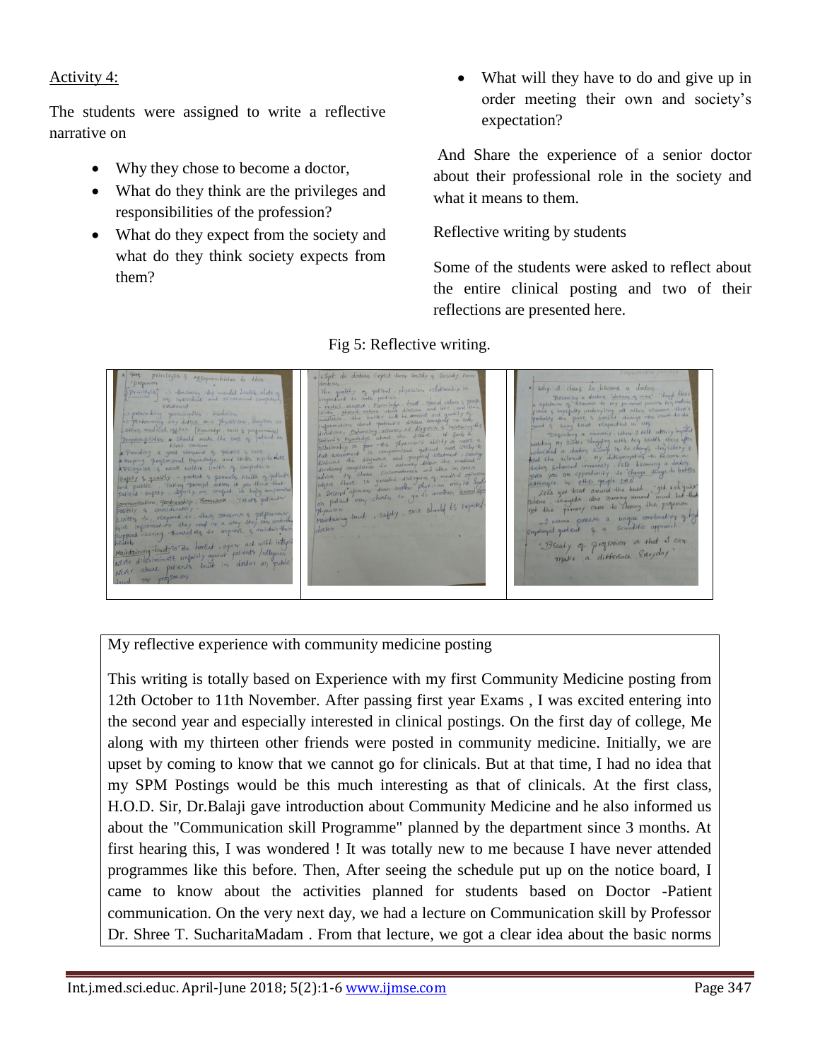Activity 4:

The students were assigned to write a reflective narrative on

- Why they chose to become a doctor,
- What do they think are the privileges and responsibilities of the profession?
- What do they expect from the society and what do they think society expects from them?
- What will they have to do and give up in order meeting their own and society's expectation?

And Share the experience of a senior doctor about their professional role in the society and what it means to them.

Reflective writing by students

Some of the students were asked to reflect about the entire clinical posting and two of their reflections are presented here.

Fig 5: Reflective writing.

My reflective experience with community medicine posting

This writing is totally based on Experience with my first Community Medicine posting from 12th October to 11th November. After passing first year Exams , I was excited entering into the second year and especially interested in clinical postings. On the first day of college, Me along with my thirteen other friends were posted in community medicine. Initially, we are upset by coming to know that we cannot go for clinicals. But at that time, I had no idea that my SPM Postings would be this much interesting as that of clinicals. At the first class, H.O.D. Sir, Dr.Balaji gave introduction about Community Medicine and he also informed us about the "Communication skill Programme" planned by the department since 3 months. At first hearing this, I was wondered ! It was totally new to me because I have never attended programmes like this before. Then, After seeing the schedule put up on the notice board, I came to know about the activities planned for students based on Doctor -Patient communication. On the very next day, we had a lecture on Communication skill by Professor Dr. Shree T. SucharitaMadam . From that lecture, we got a clear idea about the basic norms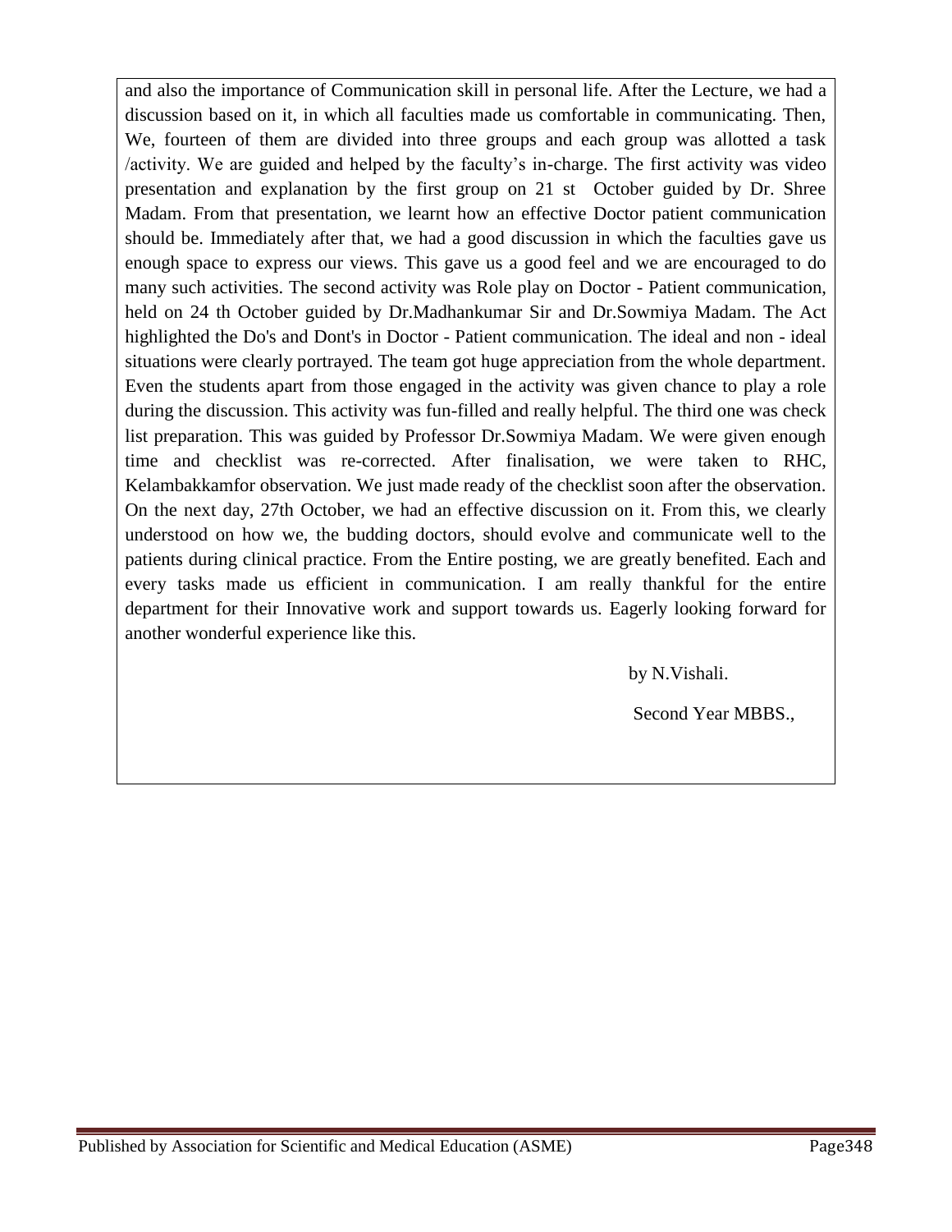and also the importance of Communication skill in personal life. After the Lecture, we had a discussion based on it, in which all faculties made us comfortable in communicating. Then, We, fourteen of them are divided into three groups and each group was allotted a task /activity. We are guided and helped by the faculty's in-charge. The first activity was video presentation and explanation by the first group on 21 st October guided by Dr. Shree Madam. From that presentation, we learnt how an effective Doctor patient communication should be. Immediately after that, we had a good discussion in which the faculties gave us enough space to express our views. This gave us a good feel and we are encouraged to do many such activities. The second activity was Role play on Doctor - Patient communication, held on 24 th October guided by Dr.Madhankumar Sir and Dr.Sowmiya Madam. The Act highlighted the Do's and Dont's in Doctor - Patient communication. The ideal and non - ideal situations were clearly portrayed. The team got huge appreciation from the whole department. Even the students apart from those engaged in the activity was given chance to play a role during the discussion. This activity was fun-filled and really helpful. The third one was check list preparation. This was guided by Professor Dr.Sowmiya Madam. We were given enough time and checklist was re-corrected. After finalisation, we were taken to RHC, Kelambakkamfor observation. We just made ready of the checklist soon after the observation. On the next day, 27th October, we had an effective discussion on it. From this, we clearly understood on how we, the budding doctors, should evolve and communicate well to the patients during clinical practice. From the Entire posting, we are greatly benefited. Each and every tasks made us efficient in communication. I am really thankful for the entire department for their Innovative work and support towards us. Eagerly looking forward for another wonderful experience like this.

by N.Vishali.

Second Year MBBS.,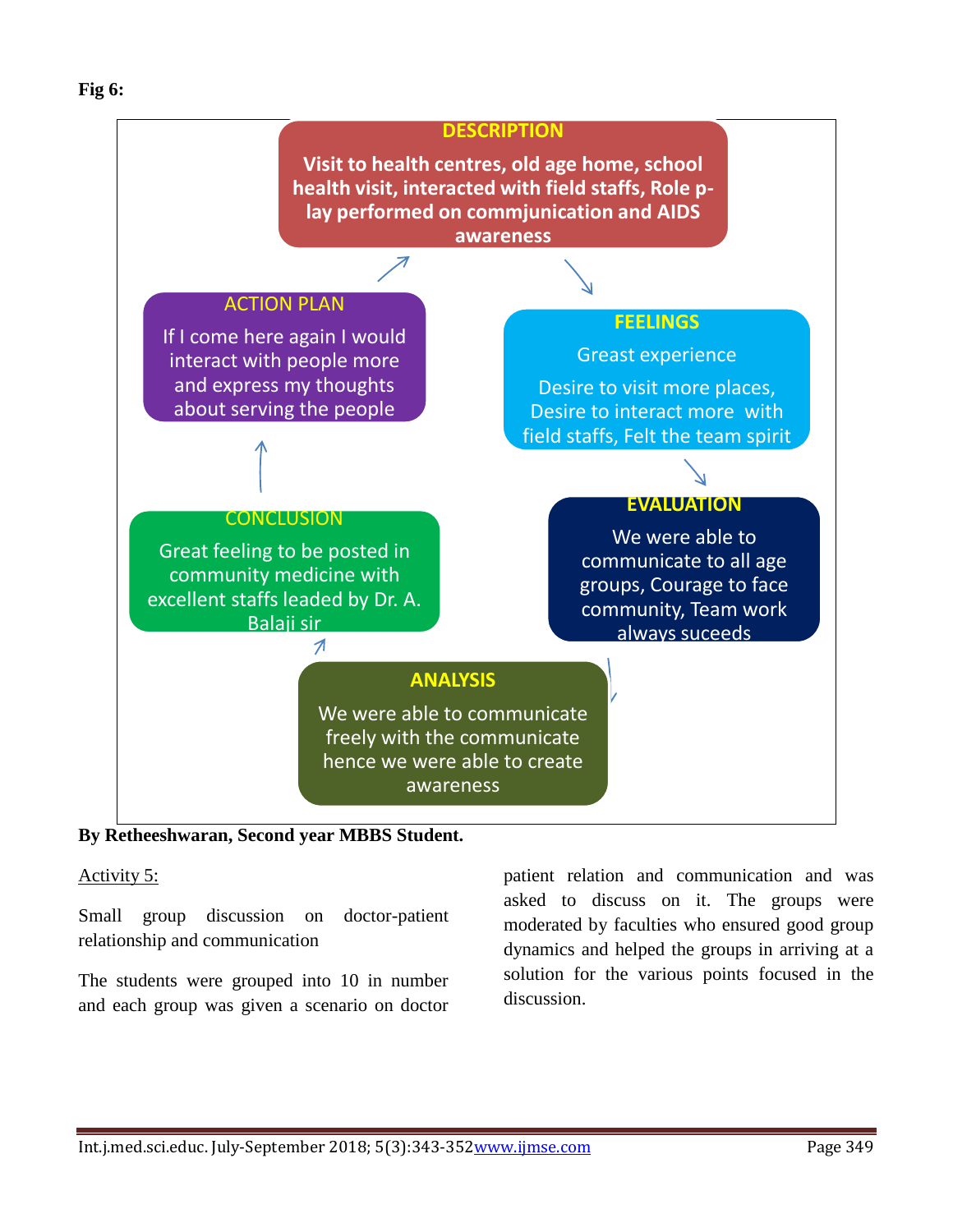**Fig 6:**

**DESCRIPTION**

Visit to health centres, old age home, school health visit, interacted with field staffs, Role p-lay performed on commjunication and AIDS awareness

**FEELINGS**

Greast experience

Desire to visit more places, Desire to interact more with field staffs, Felt the team spirit

**EVALUATION**

We were able to communicate to all age groups, Courage to face community, Team work always suceeds

**ANALYSIS**

We were able to communicate freely with the communicate hence we were able to create awareness

**CONCLUSION**

Great feeling to be posted in community medicine with excellent staffs leaded by Dr. A. Balaji sir

**ACTION PLAN**

If I come here again I would interact with people more and express my thoughts about serving the people

**By Retheeshwaran, Second year MBBS Student.**

Activity 5:

Small group discussion on doctor-patient relationship and communication

The students were grouped into 10 in number and each group was given a scenario on doctor patient relation and communication and was asked to discuss on it. The groups were moderated by faculties who ensured good group dynamics and helped the groups in arriving at a solution for the various points focused in the discussion.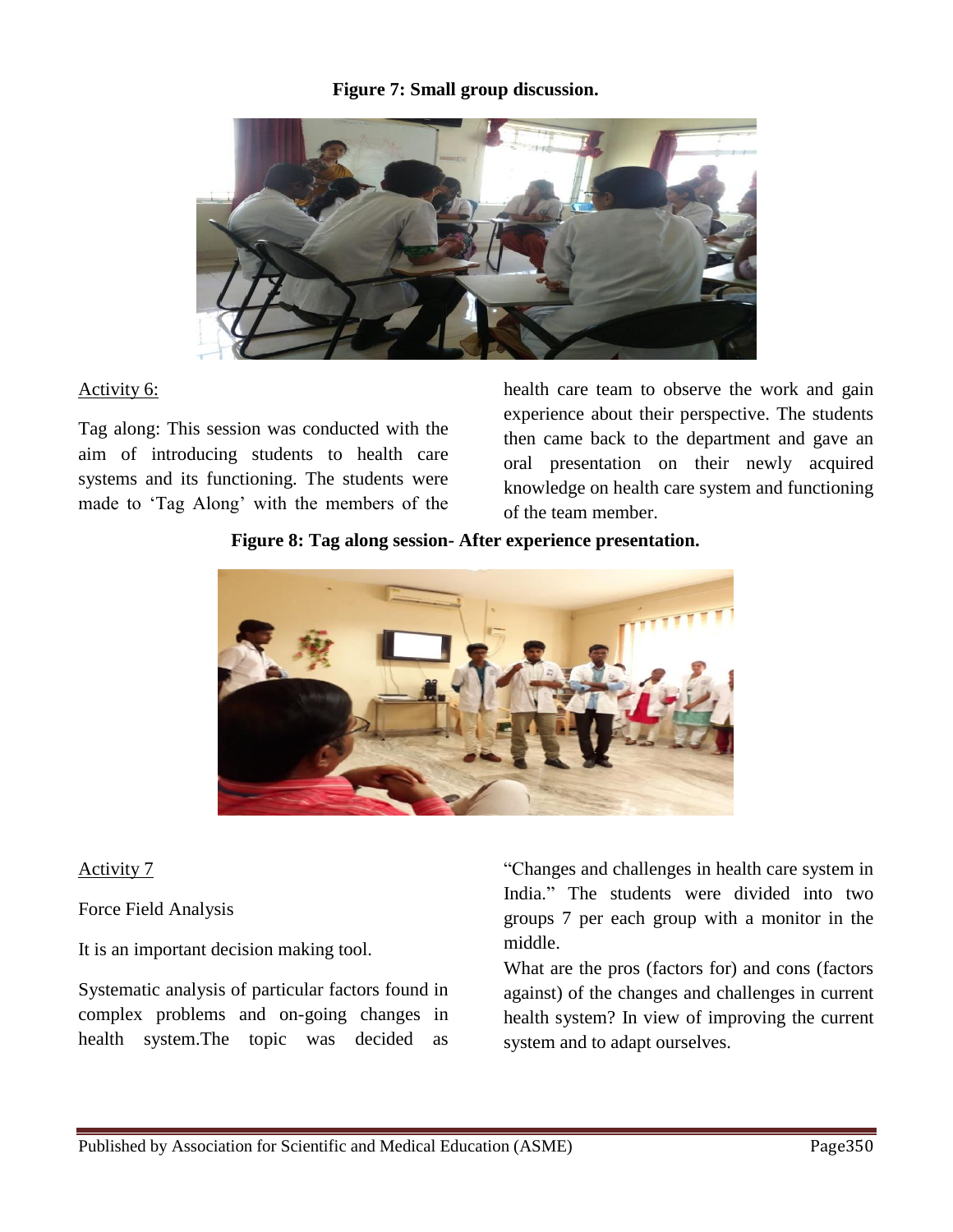**Figure 7: Small group discussion.**

Activity 6:

Tag along: This session was conducted with the aim of introducing students to health care systems and its functioning. The students were made to 'Tag Along' with the members of the health care team to observe the work and gain experience about their perspective. The students then came back to the department and gave an oral presentation on their newly acquired knowledge on health care system and functioning of the team member.

**Figure 8: Tag along session- After experience presentation.**

Activity 7

Force Field Analysis

It is an important decision making tool.

Systematic analysis of particular factors found in complex problems and on-going changes in health system.The topic was decided as "Changes and challenges in health care system in India." The students were divided into two groups 7 per each group with a monitor in the middle.

What are the pros (factors for) and cons (factors against) of the changes and challenges in current health system? In view of improving the current system and to adapt ourselves.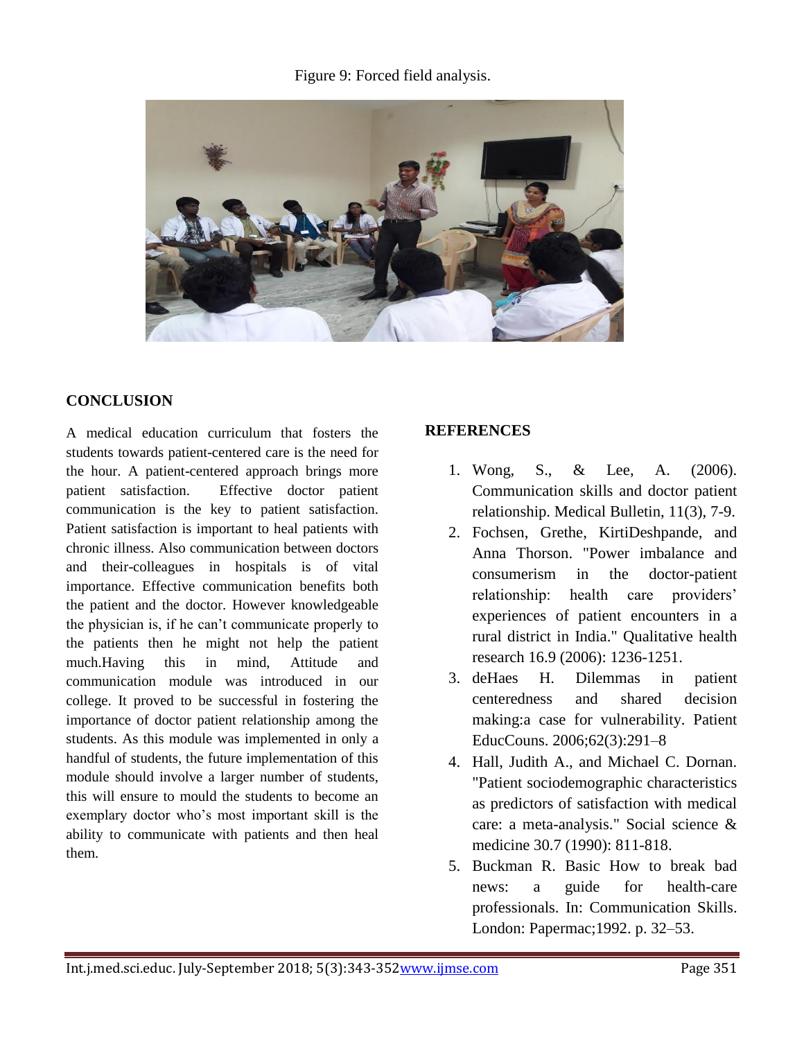Figure 9: Forced field analysis.

## CONCLUSION

A medical education curriculum that fosters the students towards patient-centered care is the need for the hour. A patient-centered approach brings more patient satisfaction. Effective doctor patient communication is the key to patient satisfaction. Patient satisfaction is important to heal patients with chronic illness. Also communication between doctors and their-colleagues in hospitals is of vital importance. Effective communication benefits both the patient and the doctor. However knowledgeable the physician is, if he can't communicate properly to the patients then he might not help the patient much.Having this in mind, Attitude and communication module was introduced in our college. It proved to be successful in fostering the importance of doctor patient relationship among the students. As this module was implemented in only a handful of students, the future implementation of this module should involve a larger number of students, this will ensure to mould the students to become an exemplary doctor who's most important skill is the ability to communicate with patients and then heal them.

## REFERENCES

1. Wong, S., & Lee, A. (2006). Communication skills and doctor patient relationship. Medical Bulletin, 11(3), 7-9.
2. Fochsen, Grethe, KirtiDeshpande, and Anna Thorson. "Power imbalance and consumerism in the doctor-patient relationship: health care providers' experiences of patient encounters in a rural district in India." Qualitative health research 16.9 (2006): 1236-1251.
3. deHaes H. Dilemmas in patient centeredness and shared decision making:a case for vulnerability. Patient EducCouns. 2006;62(3):291–8
4. Hall, Judith A., and Michael C. Dornan. "Patient sociodemographic characteristics as predictors of satisfaction with medical care: a meta-analysis." Social science & medicine 30.7 (1990): 811-818.
5. Buckman R. Basic How to break bad news: a guide for health-care professionals. In: Communication Skills. London: Papermac;1992. p. 32–53.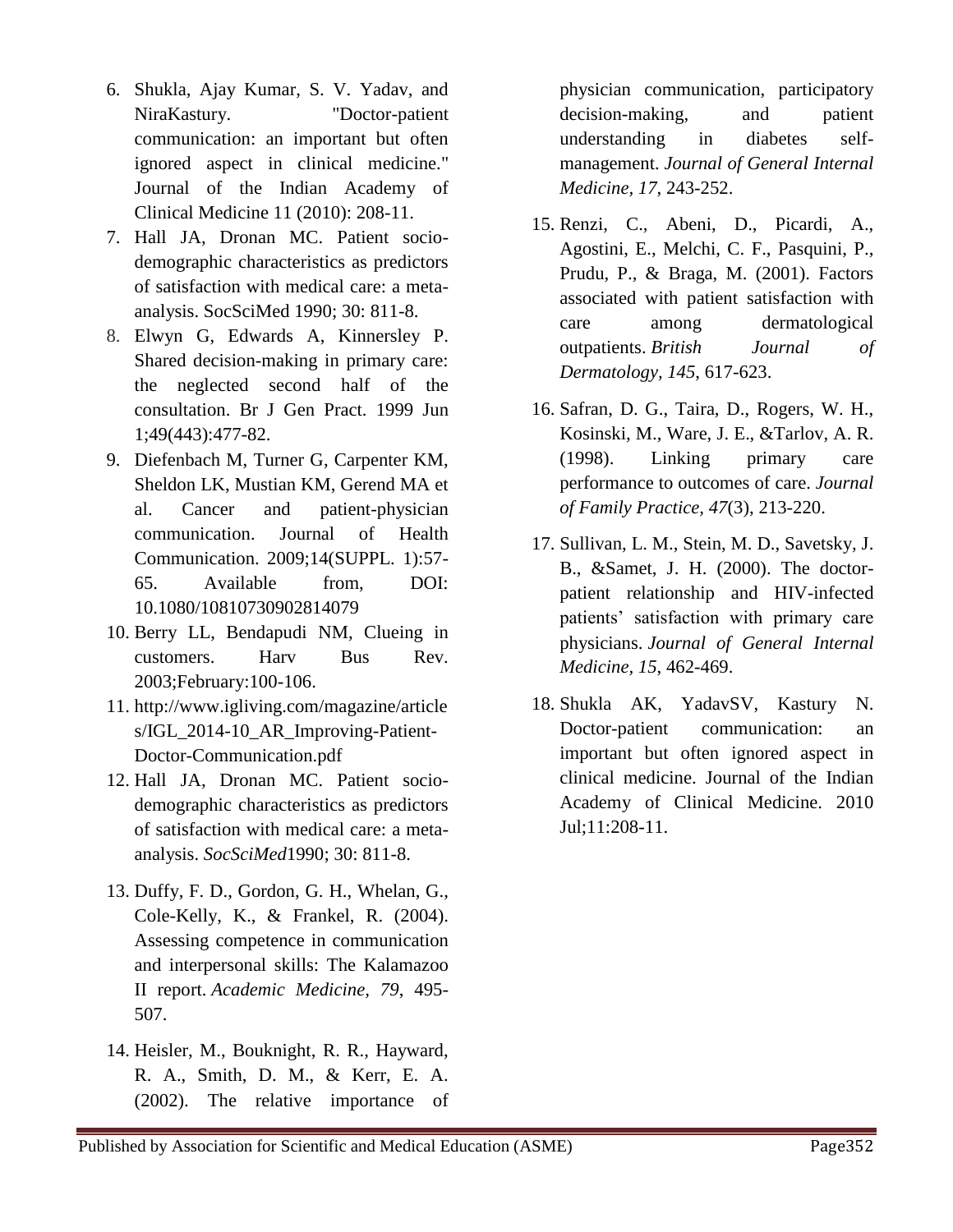6. Shukla, Ajay Kumar, S. V. Yadav, and NiraKastury. "Doctor-patient communication: an important but often ignored aspect in clinical medicine." Journal of the Indian Academy of Clinical Medicine 11 (2010): 208-11.
7. Hall JA, Dronan MC. Patient socio-demographic characteristics as predictors of satisfaction with medical care: a meta-analysis. SocSciMed 1990; 30: 811-8.
8. Elwyn G, Edwards A, Kinnersley P. Shared decision-making in primary care: the neglected second half of the consultation. Br J Gen Pract. 1999 Jun 1;49(443):477-82.
9. Diefenbach M, Turner G, Carpenter KM, Sheldon LK, Mustian KM, Gerend MA et al. Cancer and patient-physician communication. Journal of Health Communication. 2009;14(SUPPL. 1):57-65. Available from, DOI: 10.1080/10810730902814079
10. Berry LL, Bendapudi NM, Clueing in customers. Harv Bus Rev. 2003;February:100-106.
11. http://www.igliving.com/magazine/articles/IGL_2014-10_AR_Improving-Patient-Doctor-Communication.pdf
12. Hall JA, Dronan MC. Patient socio-demographic characteristics as predictors of satisfaction with medical care: a meta-analysis. *SocSciMed*1990; 30: 811-8.
13. Duffy, F. D., Gordon, G. H., Whelan, G., Cole-Kelly, K., & Frankel, R. (2004). Assessing competence in communication and interpersonal skills: The Kalamazoo II report. *Academic Medicine, 79*, 495-507.
14. Heisler, M., Bouknight, R. R., Hayward, R. A., Smith, D. M., & Kerr, E. A. (2002). The relative importance of physician communication, participatory decision-making, and patient understanding in diabetes self-management. *Journal of General Internal Medicine, 17*, 243-252.
15. Renzi, C., Abeni, D., Picardi, A., Agostini, E., Melchi, C. F., Pasquini, P., Prudu, P., & Braga, M. (2001). Factors associated with patient satisfaction with care among dermatological outpatients. *British Journal of Dermatology, 145*, 617-623.
16. Safran, D. G., Taira, D., Rogers, W. H., Kosinski, M., Ware, J. E., &Tarlov, A. R. (1998). Linking primary care performance to outcomes of care. *Journal of Family Practice, 47*(3), 213-220.
17. Sullivan, L. M., Stein, M. D., Savetsky, J. B., &Samet, J. H. (2000). The doctor-patient relationship and HIV-infected patients' satisfaction with primary care physicians. *Journal of General Internal Medicine, 15*, 462-469.
18. Shukla AK, YadavSV, Kastury N. Doctor-patient communication: an important but often ignored aspect in clinical medicine. Journal of the Indian Academy of Clinical Medicine. 2010 Jul;11:208-11.